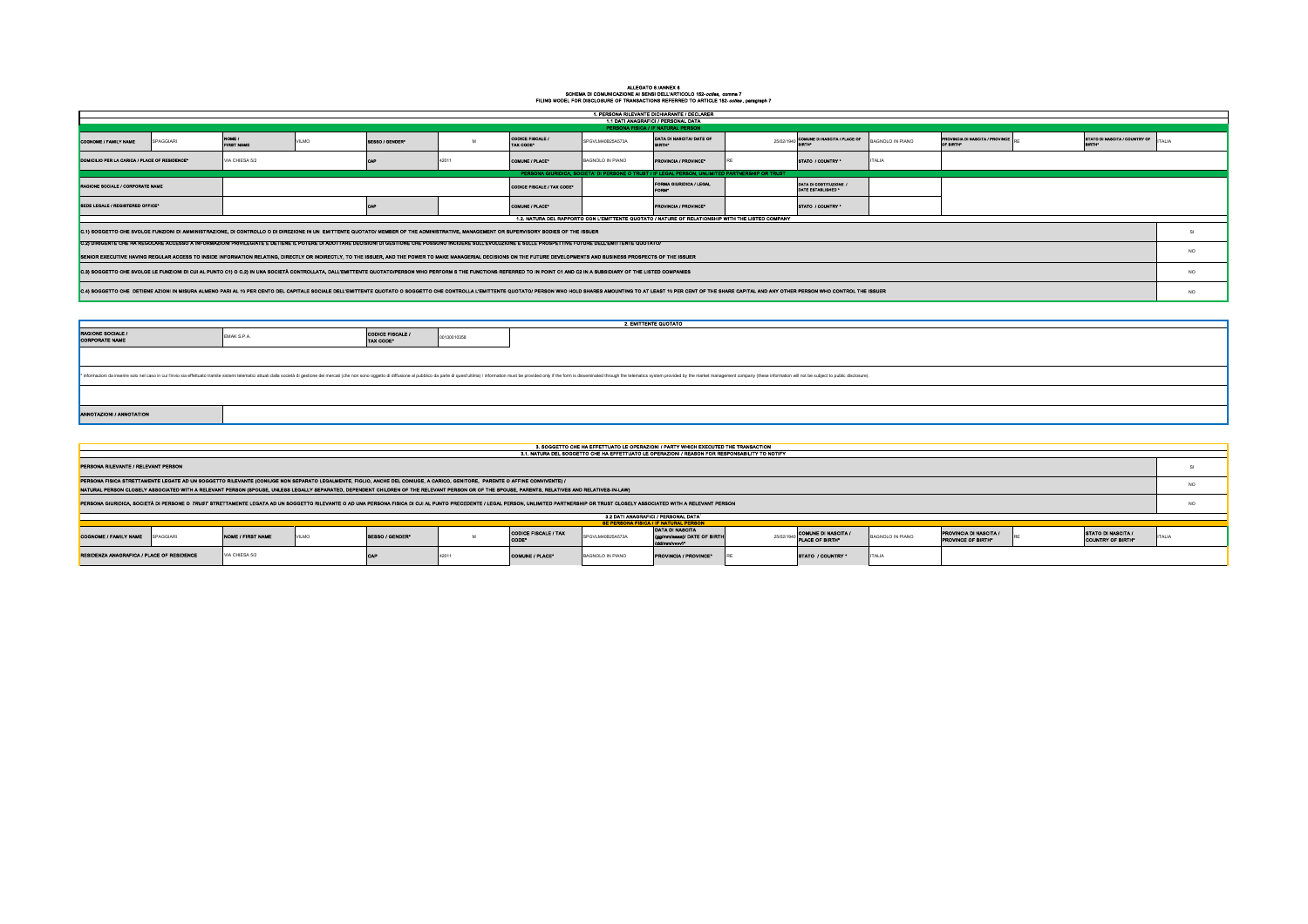**ALLEGATO 6 /ANNEX 6**

**SCHEMA DI COMUNICAZIONE AI SENSI DELL'ARTICOLO 152-*octies*, comma 7**

**FILING MODEL FOR DISCLOSURE OF TRANSACTIONS REFERRED TO ARTICLE 152- *octies* , paragraph 7**

## 1. PERSONA RILEVANTE DICHIARANTE / DECLARER

### 1.1 DATI ANAGRAFICI / PERSONAL DATA

**PERSONA FISICA / IF NATURAL PERSON**

| COGNOME / FAMILY NAME | SPAGGIARI | NOME / FIRST NAME | VILMO | SESSO / GENDER* | M | CODICE FISCALE / TAX CODE* | SPGVLM40B25A573A | DATA DI NASCITA/ DATE OF BIRTH* | 25/02/1940 | COMUNE DI NASCITA / PLACE OF BIRTH* | BAGNOLO IN PIANO | PROVINCIA DI NASCITA / PROVINCE OF BIRTH* | RE | STATO DI NASCITA / COUNTRY OF BIRTH* | ITALIA |
|---|---|---|---|---|---|---|---|---|---|---|---|---|---|---|---|
| DOMICILIO PER LA CARICA / PLACE OF RESIDENCE* | | VIA CHIESA 5/2 | | CAP | 42011 | COMUNE / PLACE* | BAGNOLO IN PIANO | PROVINCIA / PROVINCE* | RE | STATO / COUNTRY * | ITALIA | | | | |

**PERSONA GIURIDICA, SOCIETA' DI PERSONE O TRUST / IF LEGAL PERSON, UNLIMITED PARTNERSHIP OR TRUST**

| RAGIONE SOCIALE / CORPORATE NAME | | | | CODICE FISCALE / TAX CODE* | | FORMA GIURIDICA / LEGAL FORM* | | DATA DI COSTITUZIONE / DATE ESTABLISHED * | |
|---|---|---|---|---|---|---|---|---|---|
| SEDE LEGALE / REGISTERED OFFICE* | | CAP | | COMUNE / PLACE* | | PROVINCIA / PROVINCE* | | STATO / COUNTRY * | |

### 1.2. NATURA DEL RAPPORTO CON L'EMITTENTE QUOTATO / NATURE OF RELATIONSHIP WITH THE LISTED COMPANY

| | |
|---|---|
| C.1) SOGGETTO CHE SVOLGE FUNZIONI DI AMMINISTRAZIONE, DI CONTROLLO O DI DIREZIONE IN UN EMITTENTE QUOTATO/ MEMBER OF THE ADMINISTRATIVE, MANAGEMENT OR SUPERVISORY BODIES OF THE ISSUER | SI |
| C.2) DIRIGENTE CHE HA REGOLARE ACCESSO A INFORMAZIONI PRIVILEGIATE E DETIENE IL POTERE DI ADOTTARE DECISIONI DI GESTIONE CHE POSSONO INCIDERE SULL'EVOLUZIONE E SULLE PROSPETTIVE FUTURE DELL'EMITTENTE QUOTATO/ SENIOR EXECUTIVE HAVING REGULAR ACCESS TO INSIDE INFORMATION RELATING, DIRECTLY OR INDIRECTLY, TO THE ISSUER, AND THE POWER TO MAKE MANAGERIAL DECISIONS ON THE FUTURE DEVELOPMENTS AND BUSINESS PROSPECTS OF THE ISSUER | NO |
| C.3) SOGGETTO CHE SVOLGE LE FUNZIONI DI CUI AL PUNTO C1) O C.2) IN UNA SOCIETÀ CONTROLLATA, DALL'EMITTENTE QUOTATO/PERSON WHO PERFORM S THE FUNCTIONS REFERRED TO IN POINT C1 AND C2 IN A SUBSIDIARY OF THE LISTED COMPANIES | NO |
| C.4) SOGGETTO CHE DETIENE AZIONI IN MISURA ALMENO PARI AL 10 PER CENTO DEL CAPITALE SOCIALE DELL'EMITTENTE QUOTATO O SOGGETTO CHE CONTROLLA L'EMITTENTE QUOTATO/ PERSON WHO HOLD SHARES AMOUNTING TO AT LEAST 10 PER CENT OF THE SHARE CAPITAL AND ANY OTHER PERSON WHO CONTROL THE ISSUER | NO |

## 2. EMITTENTE QUOTATO

| RAGIONE SOCIALE / CORPORATE NAME | EMAK S.P.A. | CODICE FISCALE / TAX CODE* | 00130010358 |
|---|---|---|---|

\* informazioni da inserire solo nel caso in cui l'invio sia effettuato tramite sistemi telematici attuati dalla società di gestione dei mercati (che non sono oggetto di diffusione al pubblico da parte di quest'ultima) / information must be provided only if the form is disseminated through the telematics system provided by the market management company (these information will not be subject to public disclosure).

| ANNOTAZIONI / ANNOTATION | |
|---|---|

## 3. SOGGETTO CHE HA EFFETTUATO LE OPERAZIONI / PARTY WHICH EXECUTED THE TRANSACTION

### 3.1. NATURA DEL SOGGETTO CHE HA EFFETTUATO LE OPERAZIONI / REASON FOR RESPONSABILITY TO NOTIFY

| | |
|---|---|
| PERSONA RILEVANTE / RELEVANT PERSON | SI |
| PERSONA FISICA STRETTAMENTE LEGATE AD UN SOGGETTO RILEVANTE (CONIUGE NON SEPARATO LEGALMENTE, FIGLIO, ANCHE DEL CONIUGE, A CARICO, GENITORE, PARENTE O AFFINE CONVIVENTE) / NATURAL PERSON CLOSELY ASSOCIATED WITH A RELEVANT PERSON (SPOUSE, UNLESS LEGALLY SEPARATED, DEPENDENT CHILDREN OF THE RELEVANT PERSON OR OF THE SPOUSE, PARENTS, RELATIVES AND RELATIVES-IN-LAW) | NO |
| PERSONA GIURIDICA, SOCIETÀ DI PERSONE O *TRUST* STRETTAMENTE LEGATA AD UN SOGGETTO RILEVANTE O AD UNA PERSONA FISICA DI CUI AL PUNTO PRECEDENTE / LEGAL PERSON, UNLIMITED PARTNERSHIP OR TRUST CLOSELY ASSOCIATED WITH A RELEVANT PERSON | NO |

### 3.2 DATI ANAGRAFICI / PERSONAL DATA

**SE PERSONA FISICA / IF NATURAL PERSON**

| COGNOME / FAMILY NAME | SPAGGIARI | NOME / FIRST NAME | VILMO | SESSO / GENDER* | M | CODICE FISCALE / TAX CODE* | SPGVLM40B25A573A | DATA DI NASCITA (gg/mm/aaaa)/ DATE OF BIRTH (dd/mm/yyyy)* | 25/02/1940 | COMUNE DI NASCITA / PLACE OF BIRTH* | BAGNOLO IN PIANO | PROVINCIA DI NASCITA / PROVINCE OF BIRTH* | RE | STATO DI NASCITA / COUNTRY OF BIRTH* | ITALIA |
|---|---|---|---|---|---|---|---|---|---|---|---|---|---|---|---|
| RESIDENZA ANAGRAFICA / PLACE OF RESIDENCE | | VIA CHIESA 5/2 | | CAP | 42011 | COMUNE / PLACE* | BAGNOLO IN PIANO | PROVINCIA / PROVINCE* | RE | STATO / COUNTRY * | ITALIA | | | | |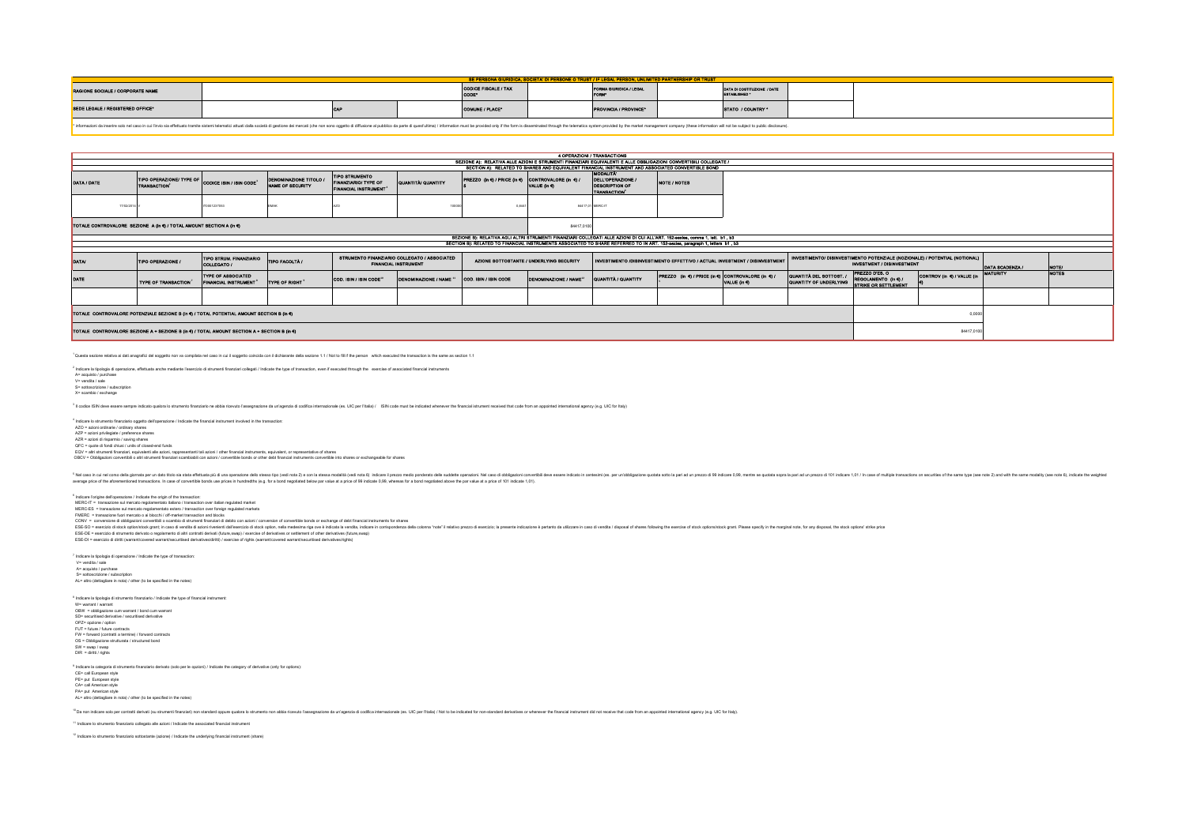| SE PERSONA GIURIDICA, SOCIETA' DI PERSONE O TRUST / IF LEGAL PERSON, UNLIMITED PARTNERSHIP OR TRUST | | | | | | | | | | | |
|---|---|---|---|---|---|---|---|---|---|---|---|
| RAGIONE SOCIALE / CORPORATE NAME | | | | CODICE FISCALE / TAX CODE* | | FORMA GIURIDICA / LEGAL FORM* | | DATA DI COSTITUZIONE / DATE ESTABLISHED * | | | |
| SEDE LEGALE / REGISTERED OFFICE* | | CAP | | COMUNE / PLACE* | | PROVINCIA / PROVINCE* | | STATO / COUNTRY * | | | |

* informazioni da inserire solo nel caso in cui l'invio sia effettuato tramite sistemi telematici attuati dalla società di gestione dei mercati (che non sono oggetto di diffusione al pubblico da parte di quest'ultima) / information must be provided only if the form is disseminated through the telematics system provided by the market management company (these information will not be subject to public disclosure).

**4 OPERAZIONI / TRANSACTIONS**

**SEZIONE A): RELATIVA ALLE AZIONI E STRUMENTI FINANZIARI EQUIVALENTI E ALLE OBBLIGAZIONI CONVERTIBILI COLLEGATE /**
**SECTION A): RELATED TO SHARES AND EQUIVALENT FINANCIAL INSTRUMENT AND ASSOCIATED CONVERTIBLE BOND**

| DATA / DATE | TIPO OPERAZIONE/ TYPE OF TRANSACTION[1] | CODICE ISIN / ISIN CODE[3] | DENOMINAZIONE TITOLO / NAME OF SECURITY | TIPO STRUMENTO FINANZIARIO/ TYPE OF FINANCIAL INSTRUMENT[4] | QUANTITÀ/ QUANTITY | PREZZO (in €) / PRICE (in €) 5 | CONTROVALORE (in €) / VALUE (in €) | MODALITÀ DELL'OPERAZIONE / DESCRIPTION OF TRANSACTION[6] | NOTE / NOTES |
|---|---|---|---|---|---|---|---|---|---|
| 17/03/2016 | V | IT0001217883 | KMAK | AZO | 100000 | 0,8441 | 84417,01 | MERC-IT | |
| TOTALE CONTROVALORE SEZIONE A (in €) / TOTAL AMOUNT SECTION A (in €) | | | | | | | 84417,0100 | | |

**SEZIONE B): RELATIVA AGLI ALTRI STRUMENTI FINANZIARI COLLEGATI ALLE AZIONI DI CUI ALL'ART. 152-sexies, comma 1, lett. b1 , b3**
**SECTION B): RELATED TO FINANCIAL INSTRUMENTS ASSOCIATED TO SHARE REFERRED TO IN ART. 152-sexies, paragraph 1, letters b1 , b3**

| DATA/ | TIPO OPERAZIONE / | TIPO STRUM. FINANZIARIO COLLEGATO / | TIPO FACOLTÀ / | STRUMENTO FINANZIARIO COLLEGATO / ASSOCIATED FINANCIAL INSTRUMENT | | AZIONE SOTTOSTANTE / UNDERLYING SECURITY | | INVESTIMENTO /DISINVESTIMENTO EFFETTIVO / ACTUAL INVESTMENT / DISINVESTMENT | | | INVESTIMENTO/ DISINVESTIMENTO POTENZIALE (NOZIONALE) / POTENTIAL (NOTIONAL) INVESTMENT / DISINVESTMENT | | | DATA SCADENZA / | NOTE/ |
|---|---|---|---|---|---|---|---|---|---|---|---|---|---|---|---|
| DATE | TYPE OF TRANSACTION[7] | TYPE OF ASSOCIATED FINANCIAL INSTRUMENT[8] | TYPE OF RIGHT[9] | COD. ISIN / ISIN CODE[10] | DENOMINAZIONE / NAME[11] | COD. ISIN / ISIN CODE | DENOMINAZIONE / NAME[12] | QUANTITÀ / QUANTITY | PREZZO (in €) / PRICE (in €) | CONTROVALORE (in €) / VALUE (in €) | QUANTITÀ DEL SOTTOST. / QUANTITY OF UNDERLYING | PREZZO D'ES. O REGOLAMENTO (in €) / STRIKE OR SETTLEMENT | CONTROV (in €) / VALUE (in €) | MATURITY | NOTES |
| | | | | | | | | | | | | | | | |
| TOTALE CONTROVALORE POTENZIALE SEZIONE B (in €) / TOTAL POTENTIAL AMOUNT SECTION B (in €) | | | | | | | | | | | | 0,0000 | | | |
| TOTALE CONTROVALORE SEZIONE A + SEZIONE B (in €) / TOTAL AMOUNT SECTION A + SECTION B (in €) | | | | | | | | | | | | 84417,0100 | | | |

[1] Questa sezione relativa ai dati anagrafici del soggetto non va compilata nel caso in cui il soggetto coincida con il dichiarante della sezione 1.1 / Not to fill if the person which executed the transaction is the same as section 1.1

[2] Indicare la tipologia di operazione, effettuata anche mediante l'esercizio di strumenti finanziari collegati / Indicate the type of transaction, even if executed through the exercise of associated financial instruments
A= acquisto / purchase
V= vendita / sale
S= sottoscrizione / subscription
X= scambio / exchange

[3] Il codice ISIN deve essere sempre indicato qualora lo strumento finanziario ne abbia ricevuto l'assegnazione da un'agenzia di codifica internazionale (es. UIC per l'Italia) / ISIN code must be indicated whenever the financial istrument received that code from an appointed international agency (e.g. UIC for Italy)

[4] Indicare lo strumento finanziario oggetto dell'operazione / Indicate the financial instrument involved in the transaction:
AZO = azioni ordinarie / ordinary shares
AZP = azioni privilegiate / preference shares
AZR = azioni di risparmio / saving shares
QFC = quote di fondi chiusi / units of closed-end funds
EGV = altri strumenti finanziari, equivalenti alle azioni, rappresentanti tali azioni / other financial instruments, equivalent, or representative of shares
OBCV = Obbligazioni convertibili o altri strumenti finanziari scambiabili con azioni / convertible bonds or other debt financial instruments convertible into shares or exchangeable for shares

[5] Nel caso in cui nel corso della giornata più di una operazione dello stesso tipo (vedi nota 2) e con la stessa modalità (vedi nota 6) indicare il prezzo medio ponderato delle suddette operazioni. Nel caso di obbligazioni convertibili deve essere indicato in centesimi (es. per un'obbligazione quotata sotto la pari ad un prezzo di 99 indicare 0,99, mentre se quotata sopra la pari ad un prezzo di 101 indicare 1,01 / In case of multiple transactions on securities of the same type (see note 2) and with the same modality (see note 6), indicate the weighted average price of the aforementioned transactions. In case of convertible bonds use prices in hundredths (e.g. for a bond negotiated below par value at a price of 99 indicate 0,99, whereas for a bond negotiated above the par value at a price of 101 indicate 1,01).

[6] Indicare l'origine dell'operazione / Indicate the origin of the transaction:
MERC-IT = transazione sul mercato regolamentato italiano / transaction over italian regulated market
MERC-ES = transazione sul mercato regolamentato estero / transaction over foreign regulated markets
FMERC = transazione fuori mercato o ai blocchi / off-market transaction and blocks
CONV = conversione di obbligazioni convertibili o scambio di strumenti finanziari di debito con azioni / conversion of convertible bonds or exchange of debt financial instruments for shares
ESE-SO = esercizio di stock option/stock grant; in caso di vendita di azioni rivenienti dall'esercizio di stock option, nella medesima riga ove è indicata la vendita, indicare in corrispondenza della colonna "note" il relativo prezzo di esercizio; la presente indicazione è pertanto da utilizzare in caso di vendita / disposal of shares following the exercise of stock options/stock grant. Please specify in the marginal note, for any disposal, the stock options' strike price
ESE-DE = esercizio di strumento derivato o regolamento di altri contratti derivati (future,swap) / exercise of derivatives or settlement of other derivatives (future,swap)
ESE-DI = esercizio di diritti (warrant/covered warrant/securitised derivatives/diritti) / exercise of rights (warrant/covered warrant/securitised derivatives/rights)

[7] Indicare la tipologia di operazione / Indicate the type of transaction:
V= vendita / sale
A= acquisto / purchase
S= sottoscrizione / subscription
AL= altro (dettagliare in nota) / other (to be specified in the notes)

[8] Indicare la tipologia di strumento finanziario / Indicate the type of financial instrument:
W= warrant / warrant
OBW = obbligazione cum warrant / bond cum warrant
SD= securitised derivative / securitised derivative
OPZ= opzione / option
FUT = future / future contracts
FW = forward (contratti a termine) / forward contracts
OS = Obbligazione strutturata / structured bond
SW = swap / swap
DIR = diritti / rights

[9] Indicare la categoria di strumento finanziario derivato (solo per le opzioni) / Indicate the category of derivative (only for options):
CE= call European style
PE= put European style
CA= call American style
PA= put American style
AL= altro (dettagliare in nota) / other (to be specified in the notes)

[10] Da non indicare solo per contratti derivati (su strumenti finanziari) non standard oppure qualora lo strumento non abbia ricevuto l'assegnazione da un'agenzia di codifica internazionale (es. UIC per l'Italia) / Not to be indicated for non-standard derivatives or whenever the financial instrument did not receive that code from an appointed international agency (e.g. UIC for Italy).

[11] Indicare lo strumento finanziario collegato alle azioni / Indicate the associated financial instrument

[12] Indicare lo strumento finanziario sottostante (azione) / Indicate the underlying financial instrument (share)